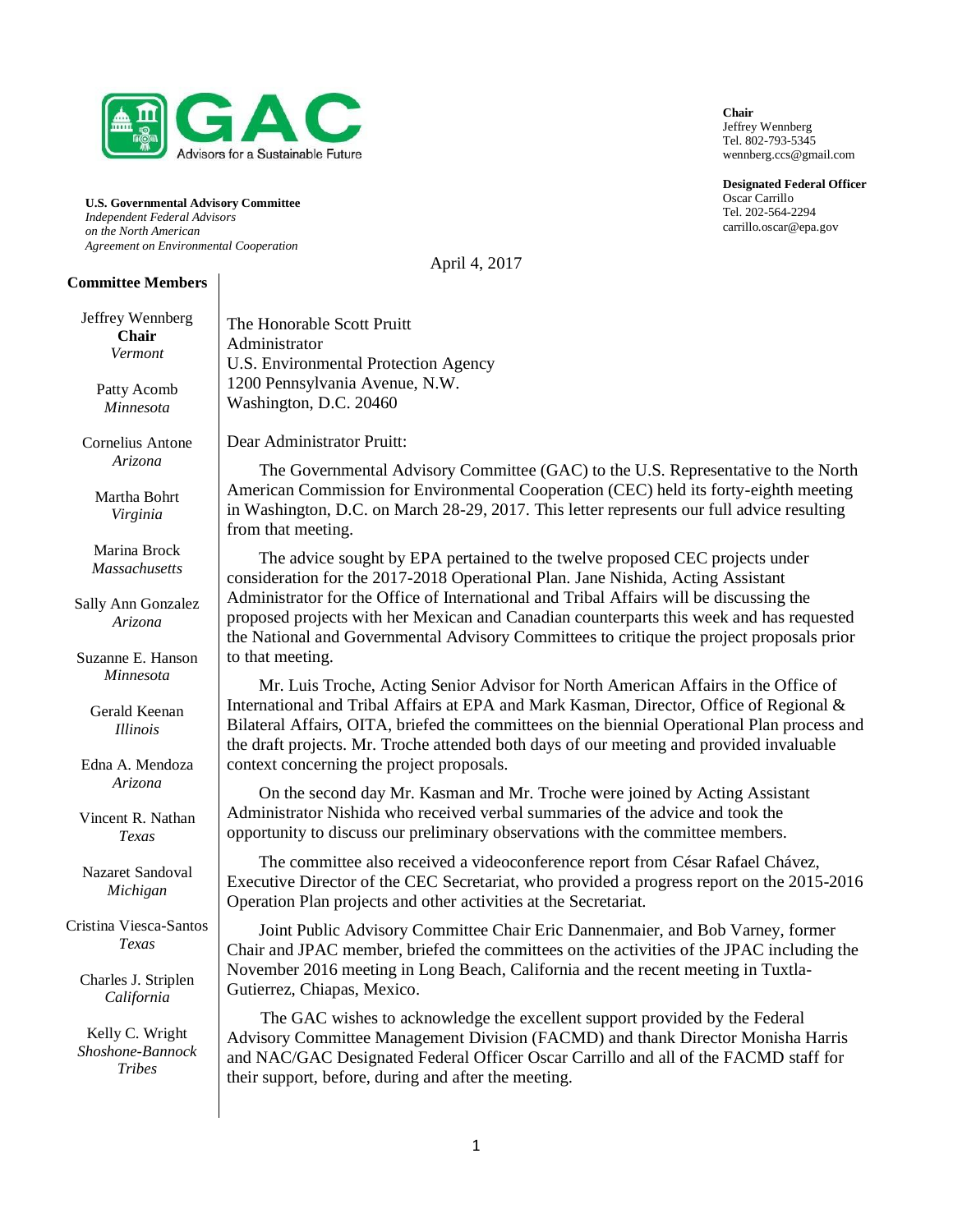**GAC**
Advisors for a Sustainable Future

**U.S. Governmental Advisory Committee**
*Independent Federal Advisors*
*on the North American*
*Agreement on Environmental Cooperation*

**Chair**
Jeffrey Wennberg
Tel. 802-793-5345
wennberg.ccs@gmail.com

**Designated Federal Officer**
Oscar Carrillo
Tel. 202-564-2294
carrillo.oscar@epa.gov

**Committee Members**

Jeffrey Wennberg
**Chair**
*Vermont*

Patty Acomb
*Minnesota*

Cornelius Antone
*Arizona*

Martha Bohrt
*Virginia*

Marina Brock
*Massachusetts*

Sally Ann Gonzalez
*Arizona*

Suzanne E. Hanson
*Minnesota*

Gerald Keenan
*Illinois*

Edna A. Mendoza
*Arizona*

Vincent R. Nathan
*Texas*

Nazaret Sandoval
*Michigan*

Cristina Viesca-Santos
*Texas*

Charles J. Striplen
*California*

Kelly C. Wright
*Shoshone-Bannock Tribes*

April 4, 2017

The Honorable Scott Pruitt
Administrator
U.S. Environmental Protection Agency
1200 Pennsylvania Avenue, N.W.
Washington, D.C. 20460

Dear Administrator Pruitt:

The Governmental Advisory Committee (GAC) to the U.S. Representative to the North American Commission for Environmental Cooperation (CEC) held its forty-eighth meeting in Washington, D.C. on March 28-29, 2017. This letter represents our full advice resulting from that meeting.

The advice sought by EPA pertained to the twelve proposed CEC projects under consideration for the 2017-2018 Operational Plan. Jane Nishida, Acting Assistant Administrator for the Office of International and Tribal Affairs will be discussing the proposed projects with her Mexican and Canadian counterparts this week and has requested the National and Governmental Advisory Committees to critique the project proposals prior to that meeting.

Mr. Luis Troche, Acting Senior Advisor for North American Affairs in the Office of International and Tribal Affairs at EPA and Mark Kasman, Director, Office of Regional & Bilateral Affairs, OITA, briefed the committees on the biennial Operational Plan process and the draft projects. Mr. Troche attended both days of our meeting and provided invaluable context concerning the project proposals.

On the second day Mr. Kasman and Mr. Troche were joined by Acting Assistant Administrator Nishida who received verbal summaries of the advice and took the opportunity to discuss our preliminary observations with the committee members.

The committee also received a videoconference report from César Rafael Chávez, Executive Director of the CEC Secretariat, who provided a progress report on the 2015-2016 Operation Plan projects and other activities at the Secretariat.

Joint Public Advisory Committee Chair Eric Dannenmaier, and Bob Varney, former Chair and JPAC member, briefed the committees on the activities of the JPAC including the November 2016 meeting in Long Beach, California and the recent meeting in Tuxtla-Gutierrez, Chiapas, Mexico.

The GAC wishes to acknowledge the excellent support provided by the Federal Advisory Committee Management Division (FACMD) and thank Director Monisha Harris and NAC/GAC Designated Federal Officer Oscar Carrillo and all of the FACMD staff for their support, before, during and after the meeting.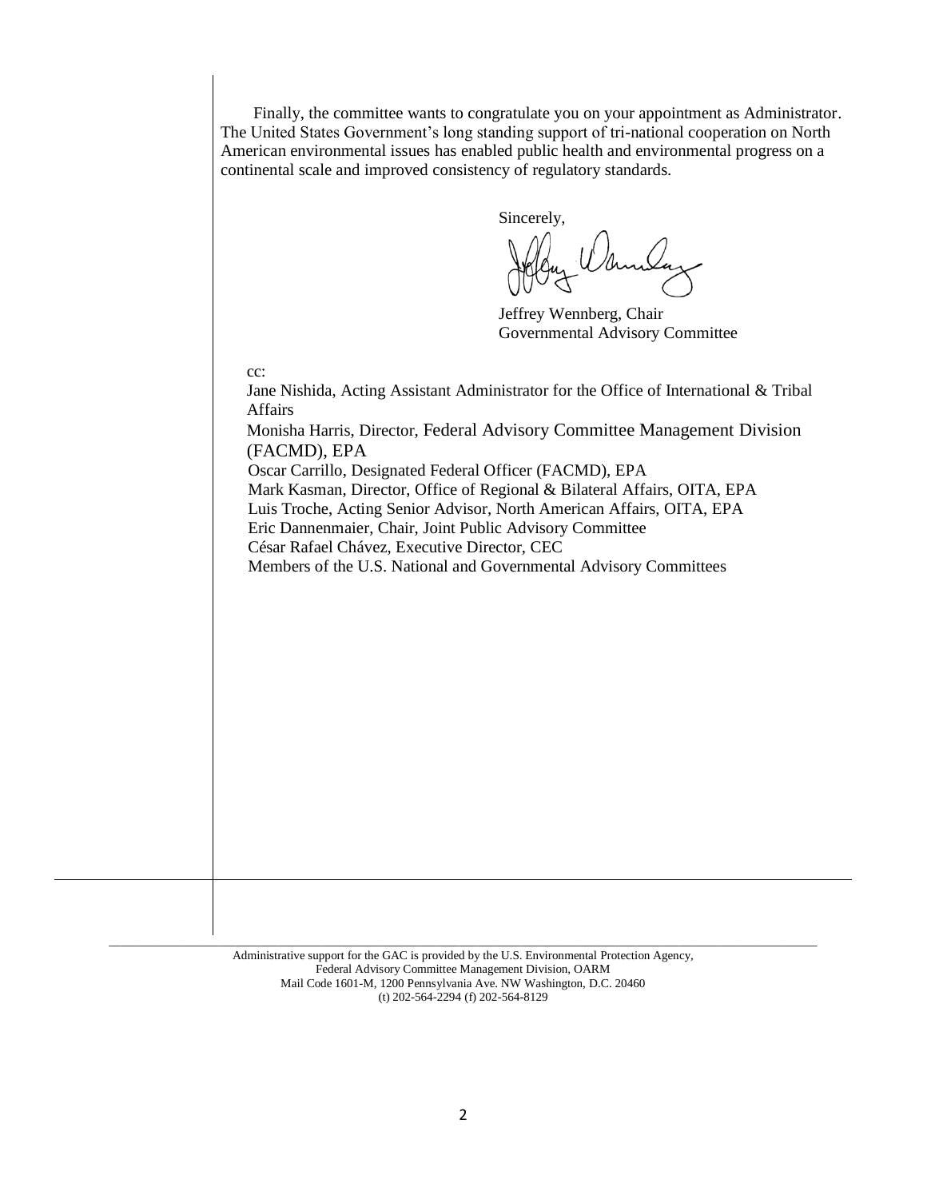Finally, the committee wants to congratulate you on your appointment as Administrator. The United States Government's long standing support of tri-national cooperation on North American environmental issues has enabled public health and environmental progress on a continental scale and improved consistency of regulatory standards.

Sincerely,

Jeffrey Wennberg, Chair
Governmental Advisory Committee

cc:

Jane Nishida, Acting Assistant Administrator for the Office of International & Tribal Affairs
Monisha Harris, Director, Federal Advisory Committee Management Division (FACMD), EPA
Oscar Carrillo, Designated Federal Officer (FACMD), EPA
Mark Kasman, Director, Office of Regional & Bilateral Affairs, OITA, EPA
Luis Troche, Acting Senior Advisor, North American Affairs, OITA, EPA
Eric Dannenmaier, Chair, Joint Public Advisory Committee
César Rafael Chávez, Executive Director, CEC
Members of the U.S. National and Governmental Advisory Committees

Administrative support for the GAC is provided by the U.S. Environmental Protection Agency,
Federal Advisory Committee Management Division, OARM
Mail Code 1601-M, 1200 Pennsylvania Ave. NW Washington, D.C. 20460
(t) 202-564-2294 (f) 202-564-8129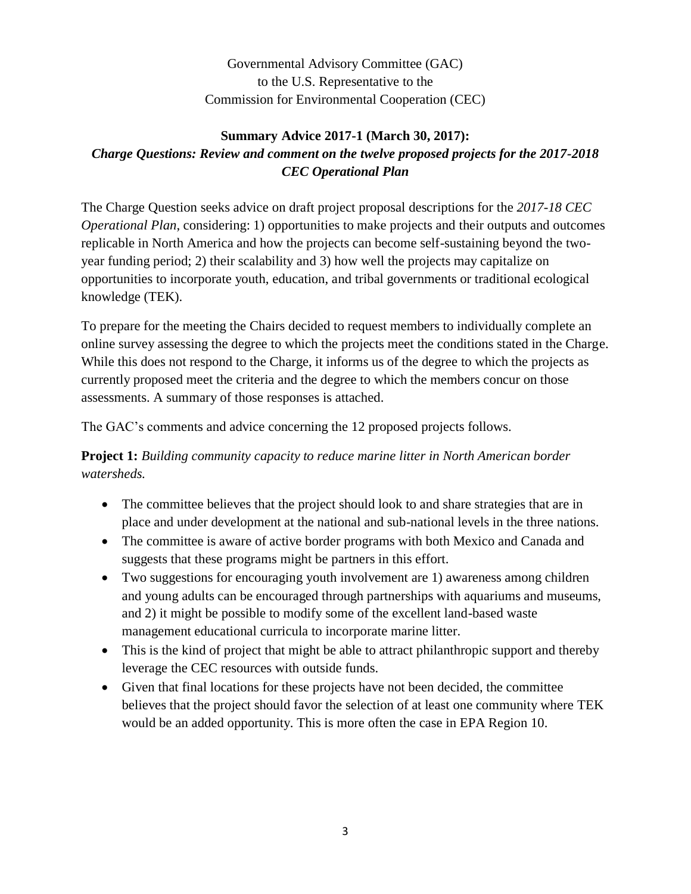Governmental Advisory Committee (GAC)
to the U.S. Representative to the
Commission for Environmental Cooperation (CEC)

**Summary Advice 2017-1 (March 30, 2017):**
***Charge Questions: Review and comment on the twelve proposed projects for the 2017-2018 CEC Operational Plan***

The Charge Question seeks advice on draft project proposal descriptions for the *2017-18 CEC Operational Plan*, considering: 1) opportunities to make projects and their outputs and outcomes replicable in North America and how the projects can become self-sustaining beyond the two-year funding period; 2) their scalability and 3) how well the projects may capitalize on opportunities to incorporate youth, education, and tribal governments or traditional ecological knowledge (TEK).

To prepare for the meeting the Chairs decided to request members to individually complete an online survey assessing the degree to which the projects meet the conditions stated in the Charge. While this does not respond to the Charge, it informs us of the degree to which the projects as currently proposed meet the criteria and the degree to which the members concur on those assessments. A summary of those responses is attached.

The GAC's comments and advice concerning the 12 proposed projects follows.

**Project 1:** *Building community capacity to reduce marine litter in North American border watersheds.*

- The committee believes that the project should look to and share strategies that are in place and under development at the national and sub-national levels in the three nations.
- The committee is aware of active border programs with both Mexico and Canada and suggests that these programs might be partners in this effort.
- Two suggestions for encouraging youth involvement are 1) awareness among children and young adults can be encouraged through partnerships with aquariums and museums, and 2) it might be possible to modify some of the excellent land-based waste management educational curricula to incorporate marine litter.
- This is the kind of project that might be able to attract philanthropic support and thereby leverage the CEC resources with outside funds.
- Given that final locations for these projects have not been decided, the committee believes that the project should favor the selection of at least one community where TEK would be an added opportunity. This is more often the case in EPA Region 10.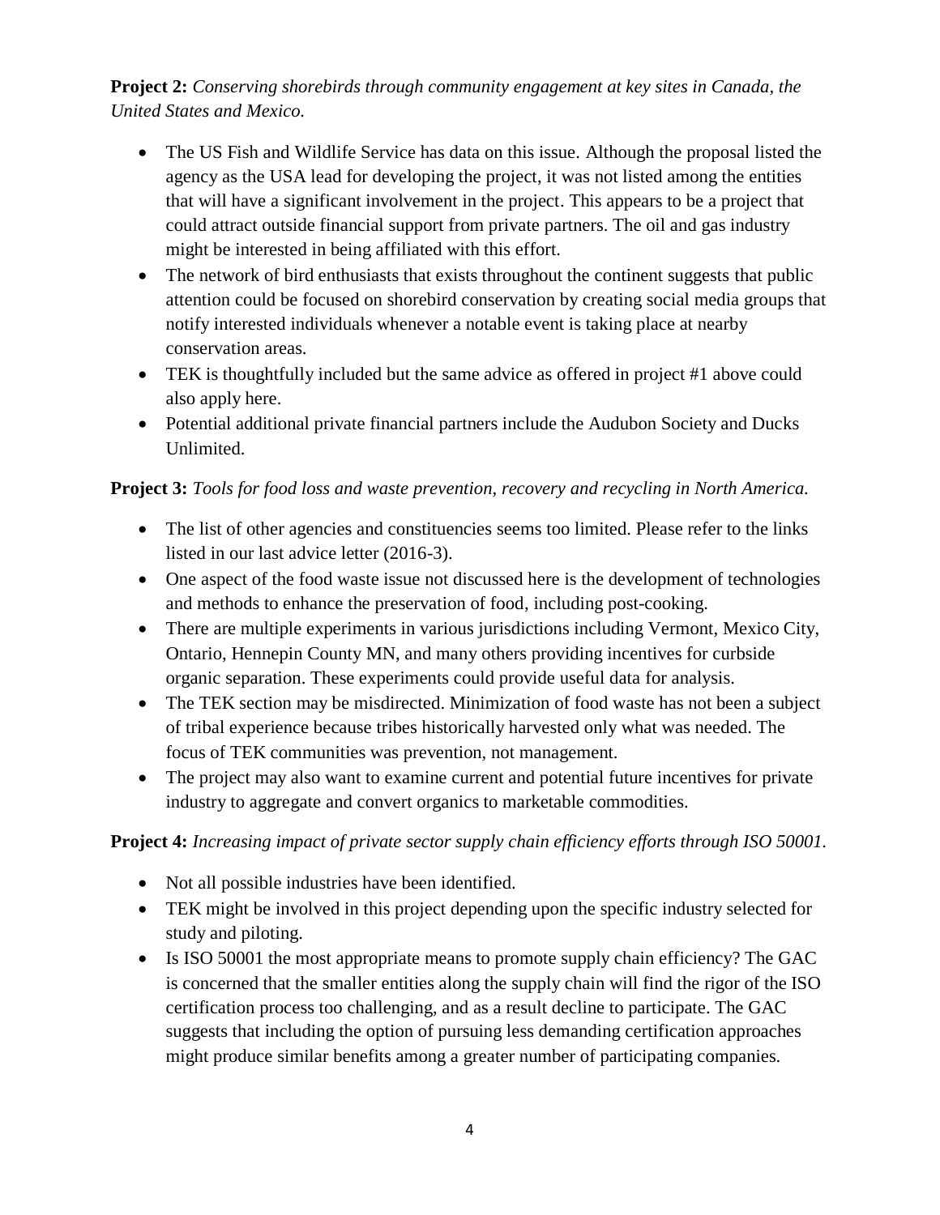**Project 2:** *Conserving shorebirds through community engagement at key sites in Canada, the United States and Mexico.*

- The US Fish and Wildlife Service has data on this issue. Although the proposal listed the agency as the USA lead for developing the project, it was not listed among the entities that will have a significant involvement in the project. This appears to be a project that could attract outside financial support from private partners. The oil and gas industry might be interested in being affiliated with this effort.
- The network of bird enthusiasts that exists throughout the continent suggests that public attention could be focused on shorebird conservation by creating social media groups that notify interested individuals whenever a notable event is taking place at nearby conservation areas.
- TEK is thoughtfully included but the same advice as offered in project #1 above could also apply here.
- Potential additional private financial partners include the Audubon Society and Ducks Unlimited.

**Project 3:** *Tools for food loss and waste prevention, recovery and recycling in North America.*

- The list of other agencies and constituencies seems too limited. Please refer to the links listed in our last advice letter (2016-3).
- One aspect of the food waste issue not discussed here is the development of technologies and methods to enhance the preservation of food, including post-cooking.
- There are multiple experiments in various jurisdictions including Vermont, Mexico City, Ontario, Hennepin County MN, and many others providing incentives for curbside organic separation. These experiments could provide useful data for analysis.
- The TEK section may be misdirected. Minimization of food waste has not been a subject of tribal experience because tribes historically harvested only what was needed. The focus of TEK communities was prevention, not management.
- The project may also want to examine current and potential future incentives for private industry to aggregate and convert organics to marketable commodities.

**Project 4:** *Increasing impact of private sector supply chain efficiency efforts through ISO 50001.*

- Not all possible industries have been identified.
- TEK might be involved in this project depending upon the specific industry selected for study and piloting.
- Is ISO 50001 the most appropriate means to promote supply chain efficiency? The GAC is concerned that the smaller entities along the supply chain will find the rigor of the ISO certification process too challenging, and as a result decline to participate. The GAC suggests that including the option of pursuing less demanding certification approaches might produce similar benefits among a greater number of participating companies.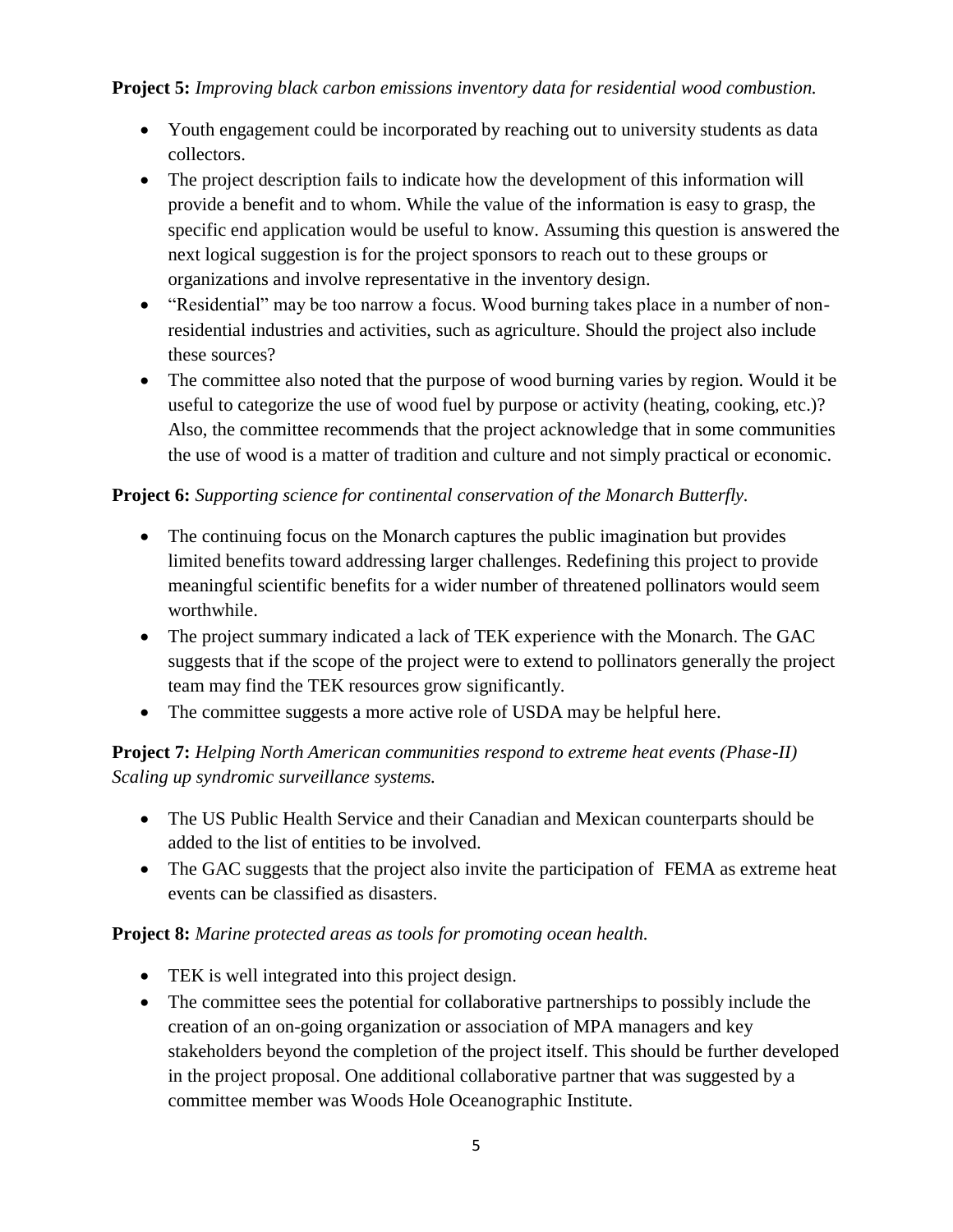**Project 5:** *Improving black carbon emissions inventory data for residential wood combustion.*

- Youth engagement could be incorporated by reaching out to university students as data collectors.
- The project description fails to indicate how the development of this information will provide a benefit and to whom. While the value of the information is easy to grasp, the specific end application would be useful to know. Assuming this question is answered the next logical suggestion is for the project sponsors to reach out to these groups or organizations and involve representative in the inventory design.
- "Residential" may be too narrow a focus. Wood burning takes place in a number of non-residential industries and activities, such as agriculture. Should the project also include these sources?
- The committee also noted that the purpose of wood burning varies by region. Would it be useful to categorize the use of wood fuel by purpose or activity (heating, cooking, etc.)? Also, the committee recommends that the project acknowledge that in some communities the use of wood is a matter of tradition and culture and not simply practical or economic.

**Project 6:** *Supporting science for continental conservation of the Monarch Butterfly.*

- The continuing focus on the Monarch captures the public imagination but provides limited benefits toward addressing larger challenges. Redefining this project to provide meaningful scientific benefits for a wider number of threatened pollinators would seem worthwhile.
- The project summary indicated a lack of TEK experience with the Monarch. The GAC suggests that if the scope of the project were to extend to pollinators generally the project team may find the TEK resources grow significantly.
- The committee suggests a more active role of USDA may be helpful here.

**Project 7:** *Helping North American communities respond to extreme heat events (Phase-II) Scaling up syndromic surveillance systems.*

- The US Public Health Service and their Canadian and Mexican counterparts should be added to the list of entities to be involved.
- The GAC suggests that the project also invite the participation of FEMA as extreme heat events can be classified as disasters.

**Project 8:** *Marine protected areas as tools for promoting ocean health.*

- TEK is well integrated into this project design.
- The committee sees the potential for collaborative partnerships to possibly include the creation of an on-going organization or association of MPA managers and key stakeholders beyond the completion of the project itself. This should be further developed in the project proposal. One additional collaborative partner that was suggested by a committee member was Woods Hole Oceanographic Institute.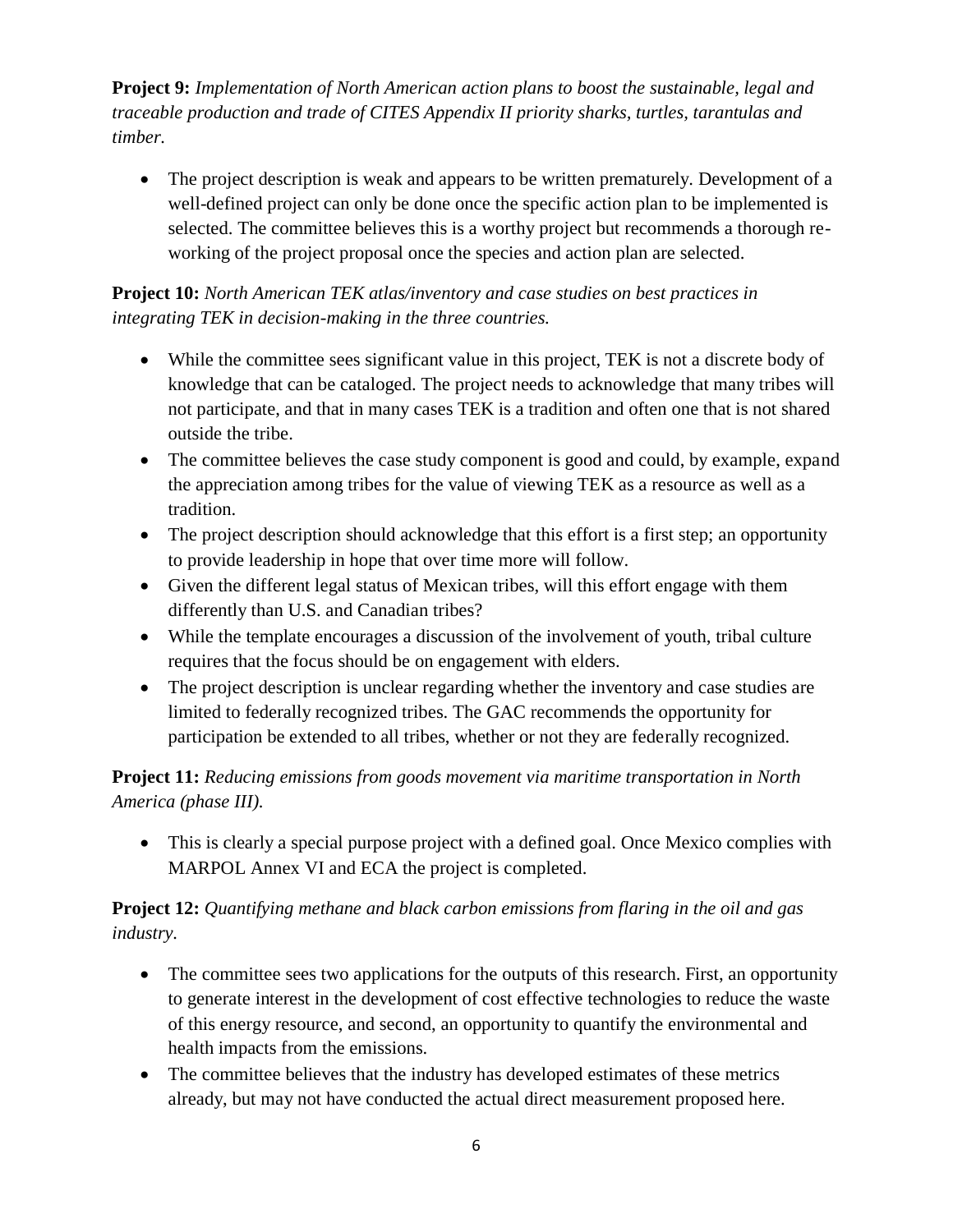**Project 9:** *Implementation of North American action plans to boost the sustainable, legal and traceable production and trade of CITES Appendix II priority sharks, turtles, tarantulas and timber.*

- The project description is weak and appears to be written prematurely. Development of a well-defined project can only be done once the specific action plan to be implemented is selected. The committee believes this is a worthy project but recommends a thorough re-working of the project proposal once the species and action plan are selected.

**Project 10:** *North American TEK atlas/inventory and case studies on best practices in integrating TEK in decision-making in the three countries.*

- While the committee sees significant value in this project, TEK is not a discrete body of knowledge that can be cataloged. The project needs to acknowledge that many tribes will not participate, and that in many cases TEK is a tradition and often one that is not shared outside the tribe.
- The committee believes the case study component is good and could, by example, expand the appreciation among tribes for the value of viewing TEK as a resource as well as a tradition.
- The project description should acknowledge that this effort is a first step; an opportunity to provide leadership in hope that over time more will follow.
- Given the different legal status of Mexican tribes, will this effort engage with them differently than U.S. and Canadian tribes?
- While the template encourages a discussion of the involvement of youth, tribal culture requires that the focus should be on engagement with elders.
- The project description is unclear regarding whether the inventory and case studies are limited to federally recognized tribes. The GAC recommends the opportunity for participation be extended to all tribes, whether or not they are federally recognized.

**Project 11:** *Reducing emissions from goods movement via maritime transportation in North America (phase III).*

- This is clearly a special purpose project with a defined goal. Once Mexico complies with MARPOL Annex VI and ECA the project is completed.

**Project 12:** *Quantifying methane and black carbon emissions from flaring in the oil and gas industry.*

- The committee sees two applications for the outputs of this research. First, an opportunity to generate interest in the development of cost effective technologies to reduce the waste of this energy resource, and second, an opportunity to quantify the environmental and health impacts from the emissions.
- The committee believes that the industry has developed estimates of these metrics already, but may not have conducted the actual direct measurement proposed here.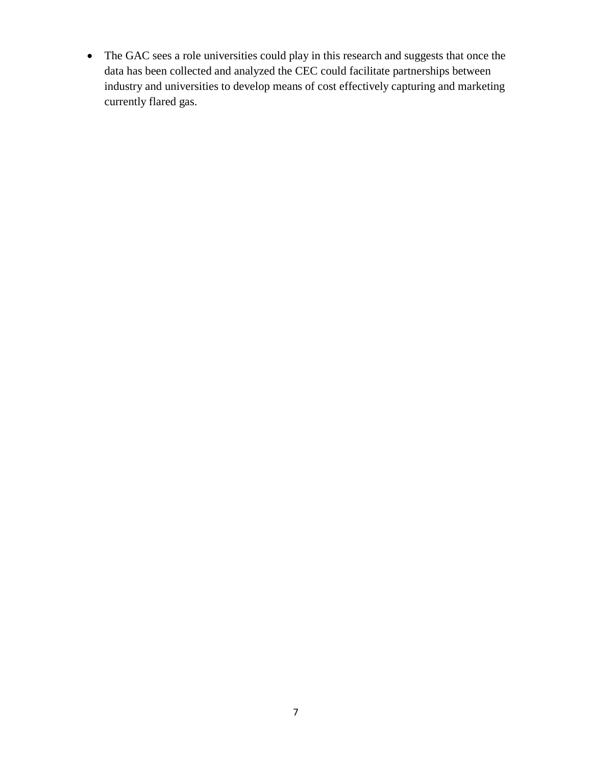- The GAC sees a role universities could play in this research and suggests that once the data has been collected and analyzed the CEC could facilitate partnerships between industry and universities to develop means of cost effectively capturing and marketing currently flared gas.